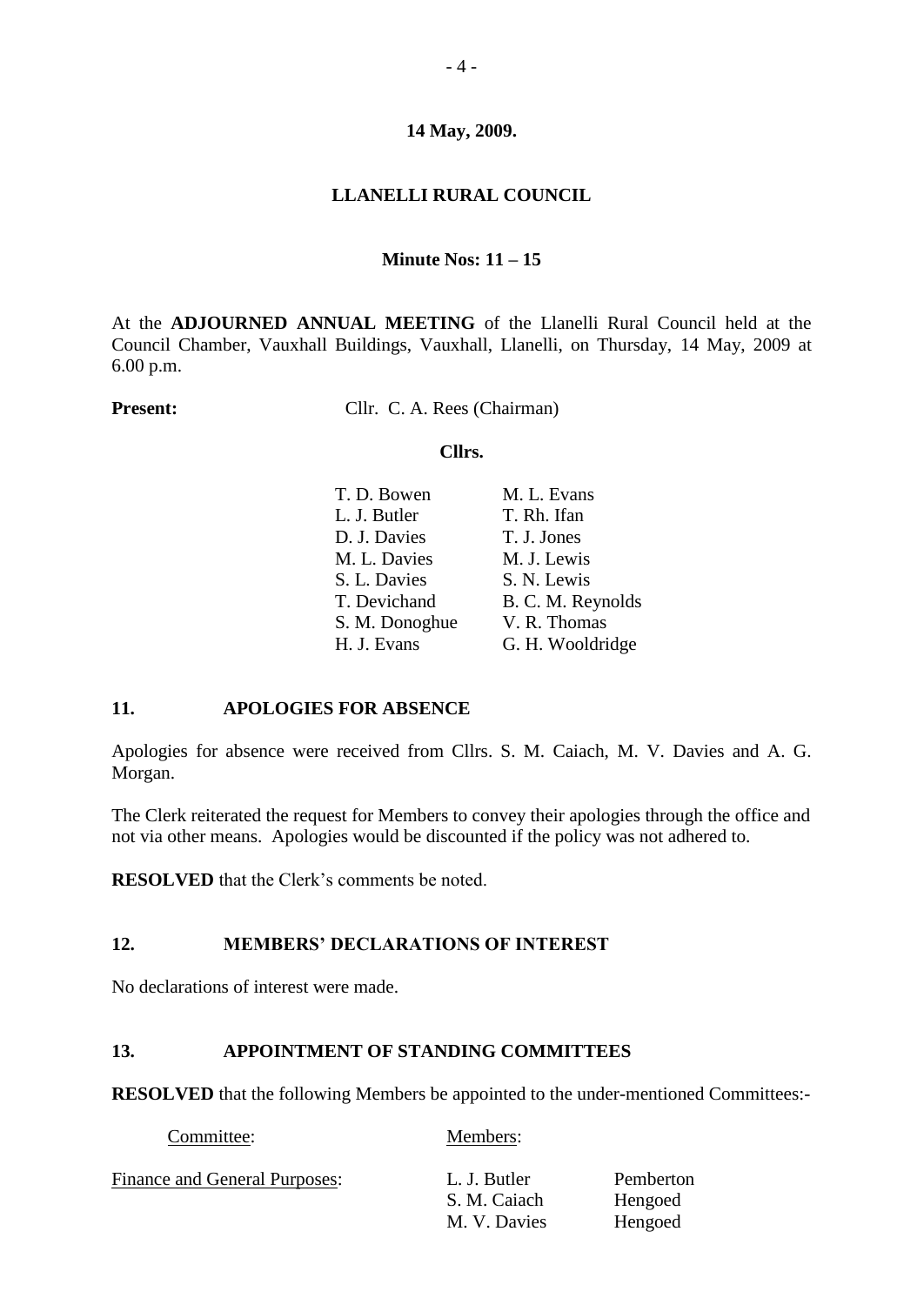**14 May, 2009.**

**LLANELLI RURAL COUNCIL**

**Minute Nos: 11 – 15**

At the **ADJOURNED ANNUAL MEETING** of the Llanelli Rural Council held at the Council Chamber, Vauxhall Buildings, Vauxhall, Llanelli, on Thursday, 14 May, 2009 at 6.00 p.m.

**Present:** Cllr. C. A. Rees (Chairman)

**Cllrs.**

| | |
|---|---|
| T. D. Bowen | M. L. Evans |
| L. J. Butler | T. Rh. Ifan |
| D. J. Davies | T. J. Jones |
| M. L. Davies | M. J. Lewis |
| S. L. Davies | S. N. Lewis |
| T. Devichand | B. C. M. Reynolds |
| S. M. Donoghue | V. R. Thomas |
| H. J. Evans | G. H. Wooldridge |

## 11. APOLOGIES FOR ABSENCE

Apologies for absence were received from Cllrs. S. M. Caiach, M. V. Davies and A. G. Morgan.

The Clerk reiterated the request for Members to convey their apologies through the office and not via other means. Apologies would be discounted if the policy was not adhered to.

**RESOLVED** that the Clerk's comments be noted.

## 12. MEMBERS' DECLARATIONS OF INTEREST

No declarations of interest were made.

## 13. APPOINTMENT OF STANDING COMMITTEES

**RESOLVED** that the following Members be appointed to the under-mentioned Committees:-

| Committee: | Members: | |
|---|---|---|
| Finance and General Purposes: | L. J. Butler | Pemberton |
| | S. M. Caiach | Hengoed |
| | M. V. Davies | Hengoed |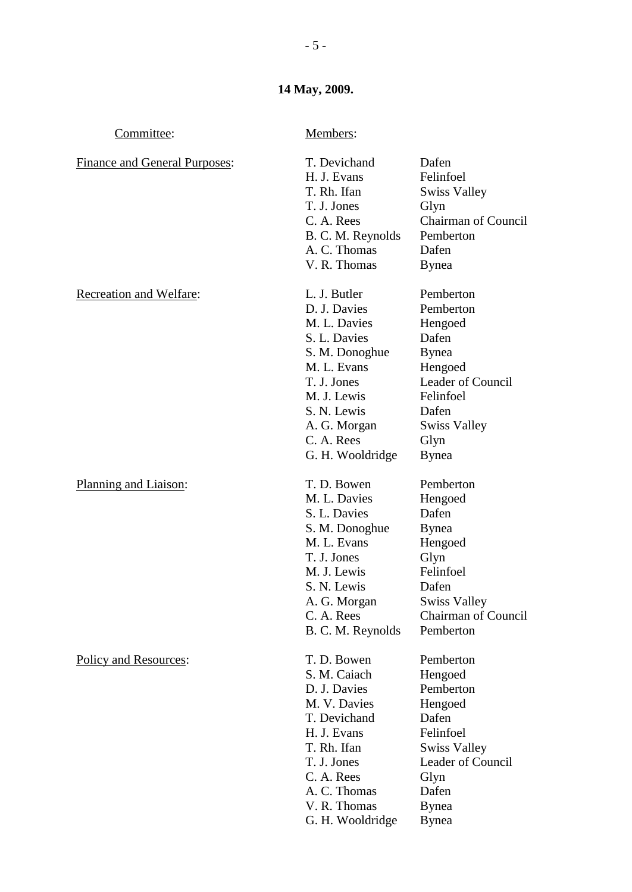**14 May, 2009.**

| Committee: | Members: | |
|---|---|---|
| Finance and General Purposes: | T. Devichand | Dafen |
| | H. J. Evans | Felinfoel |
| | T. Rh. Ifan | Swiss Valley |
| | T. J. Jones | Glyn |
| | C. A. Rees | Chairman of Council |
| | B. C. M. Reynolds | Pemberton |
| | A. C. Thomas | Dafen |
| | V. R. Thomas | Bynea |
| Recreation and Welfare: | L. J. Butler | Pemberton |
| | D. J. Davies | Pemberton |
| | M. L. Davies | Hengoed |
| | S. L. Davies | Dafen |
| | S. M. Donoghue | Bynea |
| | M. L. Evans | Hengoed |
| | T. J. Jones | Leader of Council |
| | M. J. Lewis | Felinfoel |
| | S. N. Lewis | Dafen |
| | A. G. Morgan | Swiss Valley |
| | C. A. Rees | Glyn |
| | G. H. Wooldridge | Bynea |
| Planning and Liaison: | T. D. Bowen | Pemberton |
| | M. L. Davies | Hengoed |
| | S. L. Davies | Dafen |
| | S. M. Donoghue | Bynea |
| | M. L. Evans | Hengoed |
| | T. J. Jones | Glyn |
| | M. J. Lewis | Felinfoel |
| | S. N. Lewis | Dafen |
| | A. G. Morgan | Swiss Valley |
| | C. A. Rees | Chairman of Council |
| | B. C. M. Reynolds | Pemberton |
| Policy and Resources: | T. D. Bowen | Pemberton |
| | S. M. Caiach | Hengoed |
| | D. J. Davies | Pemberton |
| | M. V. Davies | Hengoed |
| | T. Devichand | Dafen |
| | H. J. Evans | Felinfoel |
| | T. Rh. Ifan | Swiss Valley |
| | T. J. Jones | Leader of Council |
| | C. A. Rees | Glyn |
| | A. C. Thomas | Dafen |
| | V. R. Thomas | Bynea |
| | G. H. Wooldridge | Bynea |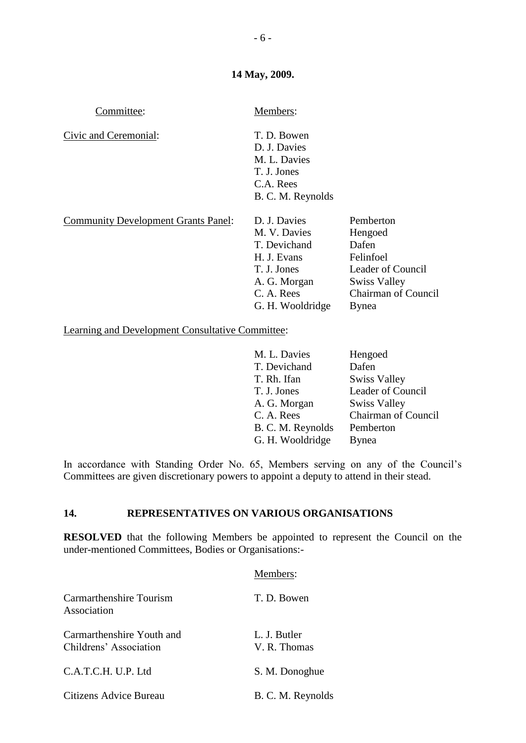**14 May, 2009.**

| Committee: | Members: | |
|---|---|---|
| Civic and Ceremonial: | T. D. Bowen | |
| | D. J. Davies | |
| | M. L. Davies | |
| | T. J. Jones | |
| | C.A. Rees | |
| | B. C. M. Reynolds | |
| Community Development Grants Panel: | D. J. Davies | Pemberton |
| | M. V. Davies | Hengoed |
| | T. Devichand | Dafen |
| | H. J. Evans | Felinfoel |
| | T. J. Jones | Leader of Council |
| | A. G. Morgan | Swiss Valley |
| | C. A. Rees | Chairman of Council |
| | G. H. Wooldridge | Bynea |
| Learning and Development Consultative Committee: | | |
| | M. L. Davies | Hengoed |
| | T. Devichand | Dafen |
| | T. Rh. Ifan | Swiss Valley |
| | T. J. Jones | Leader of Council |
| | A. G. Morgan | Swiss Valley |
| | C. A. Rees | Chairman of Council |
| | B. C. M. Reynolds | Pemberton |
| | G. H. Wooldridge | Bynea |

In accordance with Standing Order No. 65, Members serving on any of the Council's Committees are given discretionary powers to appoint a deputy to attend in their stead.

## 14. REPRESENTATIVES ON VARIOUS ORGANISATIONS

**RESOLVED** that the following Members be appointed to represent the Council on the under-mentioned Committees, Bodies or Organisations:-

| | Members: |
|---|---|
| Carmarthenshire Tourism Association | T. D. Bowen |
| Carmarthenshire Youth and Childrens' Association | L. J. Butler<br>V. R. Thomas |
| C.A.T.C.H. U.P. Ltd | S. M. Donoghue |
| Citizens Advice Bureau | B. C. M. Reynolds |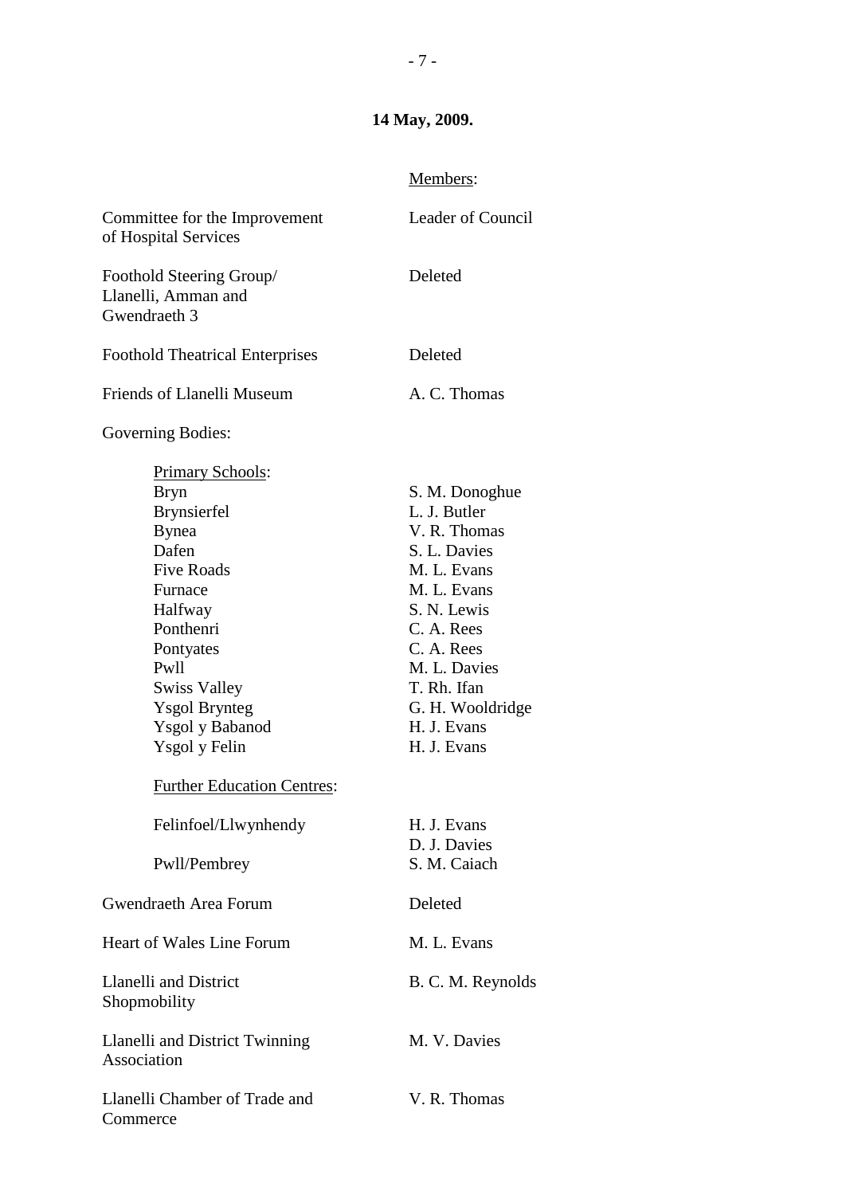**14 May, 2009.**

| | Members: |
|---|---|
| Committee for the Improvement of Hospital Services | Leader of Council |
| Foothold Steering Group/ Llanelli, Amman and Gwendraeth 3 | Deleted |
| Foothold Theatrical Enterprises | Deleted |
| Friends of Llanelli Museum | A. C. Thomas |
| Governing Bodies: | |
| *Primary Schools*: | |
| Bryn | S. M. Donoghue |
| Brynsierfel | L. J. Butler |
| Bynea | V. R. Thomas |
| Dafen | S. L. Davies |
| Five Roads | M. L. Evans |
| Furnace | M. L. Evans |
| Halfway | S. N. Lewis |
| Ponthenri | C. A. Rees |
| Pontyates | C. A. Rees |
| Pwll | M. L. Davies |
| Swiss Valley | T. Rh. Ifan |
| Ysgol Brynteg | G. H. Wooldridge |
| Ysgol y Babanod | H. J. Evans |
| Ysgol y Felin | H. J. Evans |
| *Further Education Centres*: | |
| Felinfoel/Llwynhendy | H. J. Evans<br>D. J. Davies |
| Pwll/Pembrey | S. M. Caiach |
| Gwendraeth Area Forum | Deleted |
| Heart of Wales Line Forum | M. L. Evans |
| Llanelli and District Shopmobility | B. C. M. Reynolds |
| Llanelli and District Twinning Association | M. V. Davies |
| Llanelli Chamber of Trade and Commerce | V. R. Thomas |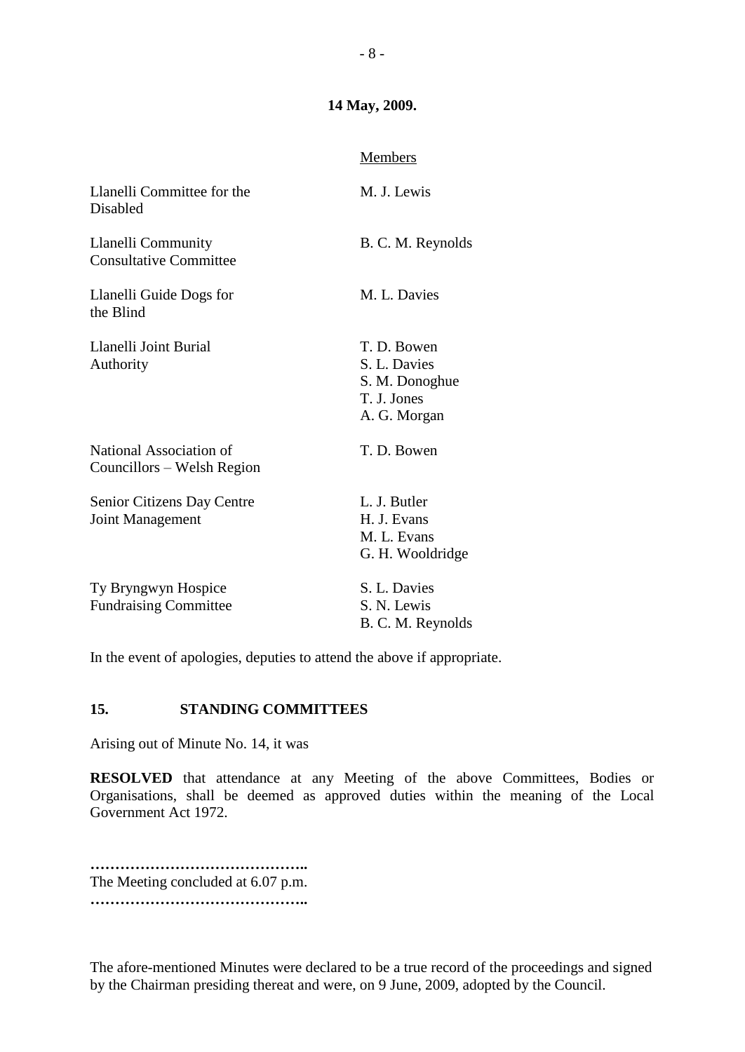**14 May, 2009.**

| | Members |
|---|---|
| Llanelli Committee for the Disabled | M. J. Lewis |
| Llanelli Community Consultative Committee | B. C. M. Reynolds |
| Llanelli Guide Dogs for the Blind | M. L. Davies |
| Llanelli Joint Burial Authority | T. D. Bowen<br>S. L. Davies<br>S. M. Donoghue<br>T. J. Jones<br>A. G. Morgan |
| National Association of Councillors – Welsh Region | T. D. Bowen |
| Senior Citizens Day Centre Joint Management | L. J. Butler<br>H. J. Evans<br>M. L. Evans<br>G. H. Wooldridge |
| Ty Bryngwyn Hospice Fundraising Committee | S. L. Davies<br>S. N. Lewis<br>B. C. M. Reynolds |

In the event of apologies, deputies to attend the above if appropriate.

## 15. STANDING COMMITTEES

Arising out of Minute No. 14, it was

**RESOLVED** that attendance at any Meeting of the above Committees, Bodies or Organisations, shall be deemed as approved duties within the meaning of the Local Government Act 1972.

**……………………………………..**
The Meeting concluded at 6.07 p.m.
**……………………………………..**

The afore-mentioned Minutes were declared to be a true record of the proceedings and signed by the Chairman presiding thereat and were, on 9 June, 2009, adopted by the Council.